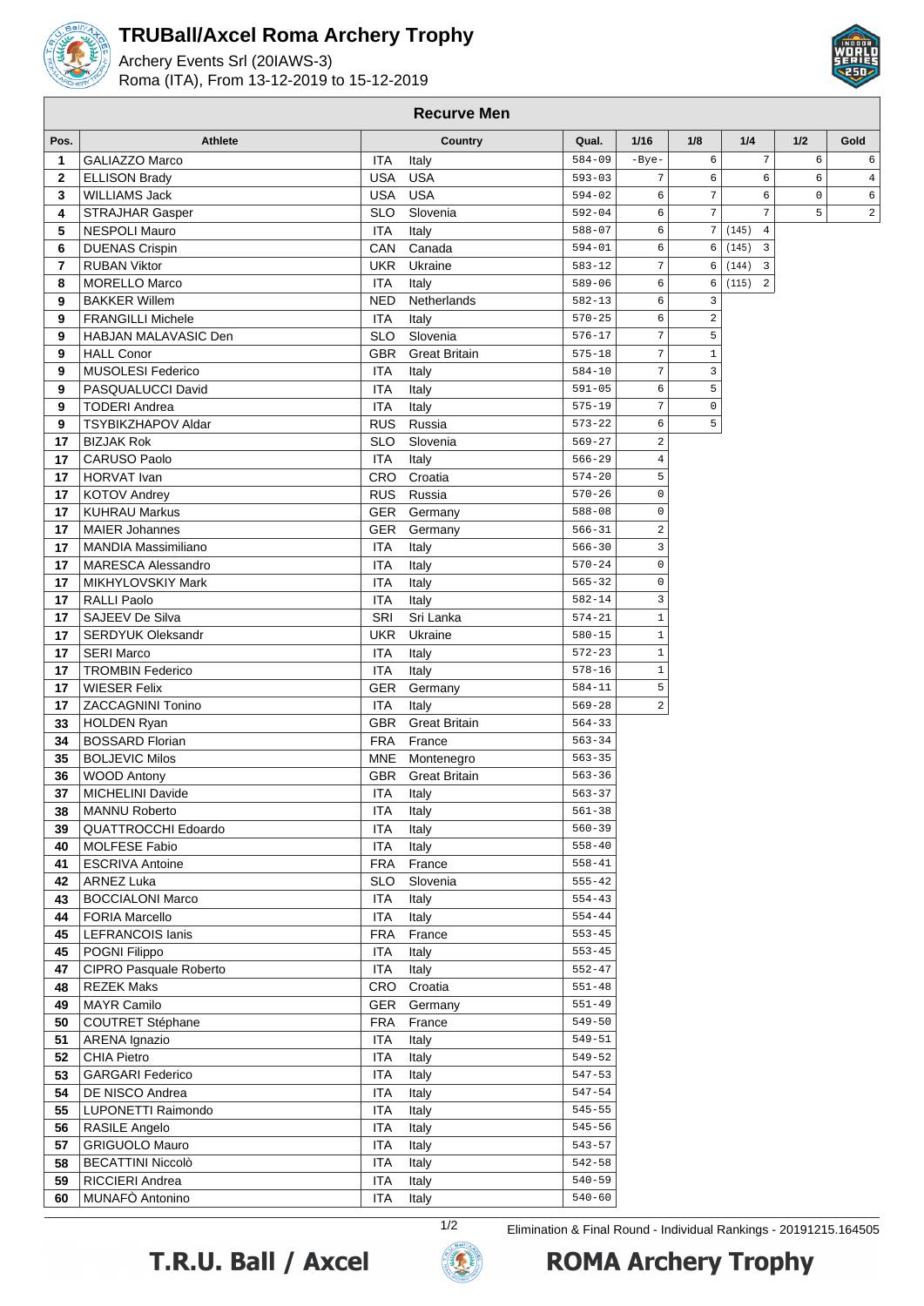# TRUBall/Axcel Roma Archery Trophy

Archery Events Srl (20IAWS-3)
Roma (ITA), From 13-12-2019 to 15-12-2019

## Recurve Men

| Pos. | Athlete | Country | | Qual. | 1/16 | 1/8 | 1/4 | 1/2 | Gold |
|---|---|---|---|---|---|---|---|---|---|
| 1 | GALIAZZO Marco | ITA | Italy | 584-09 | -Bye- | 6 | 7 | 6 | 6 |
| 2 | ELLISON Brady | USA | USA | 593-03 | 7 | 6 | 6 | 6 | 4 |
| 3 | WILLIAMS Jack | USA | USA | 594-02 | 6 | 7 | 6 | 0 | 6 |
| 4 | STRAJHAR Gasper | SLO | Slovenia | 592-04 | 6 | 7 | 7 | 5 | 2 |
| 5 | NESPOLI Mauro | ITA | Italy | 588-07 | 6 | 7 | (145) 4 | | |
| 6 | DUENAS Crispin | CAN | Canada | 594-01 | 6 | 6 | (145) 3 | | |
| 7 | RUBAN Viktor | UKR | Ukraine | 583-12 | 7 | 6 | (144) 3 | | |
| 8 | MORELLO Marco | ITA | Italy | 589-06 | 6 | 6 | (115) 2 | | |
| 9 | BAKKER Willem | NED | Netherlands | 582-13 | 6 | 3 | | | |
| 9 | FRANGILLI Michele | ITA | Italy | 570-25 | 6 | 2 | | | |
| 9 | HABJAN MALAVASIC Den | SLO | Slovenia | 576-17 | 7 | 5 | | | |
| 9 | HALL Conor | GBR | Great Britain | 575-18 | 7 | 1 | | | |
| 9 | MUSOLESI Federico | ITA | Italy | 584-10 | 7 | 3 | | | |
| 9 | PASQUALUCCI David | ITA | Italy | 591-05 | 6 | 5 | | | |
| 9 | TODERI Andrea | ITA | Italy | 575-19 | 7 | 0 | | | |
| 9 | TSYBIKZHAPOV Aldar | RUS | Russia | 573-22 | 6 | 5 | | | |
| 17 | BIZJAK Rok | SLO | Slovenia | 569-27 | 2 | | | | |
| 17 | CARUSO Paolo | ITA | Italy | 566-29 | 4 | | | | |
| 17 | HORVAT Ivan | CRO | Croatia | 574-20 | 5 | | | | |
| 17 | KOTOV Andrey | RUS | Russia | 570-26 | 0 | | | | |
| 17 | KUHRAU Markus | GER | Germany | 588-08 | 0 | | | | |
| 17 | MAIER Johannes | GER | Germany | 566-31 | 2 | | | | |
| 17 | MANDIA Massimiliano | ITA | Italy | 566-30 | 3 | | | | |
| 17 | MARESCA Alessandro | ITA | Italy | 570-24 | 0 | | | | |
| 17 | MIKHYLOVSKIY Mark | ITA | Italy | 565-32 | 0 | | | | |
| 17 | RALLI Paolo | ITA | Italy | 582-14 | 3 | | | | |
| 17 | SAJEEV De Silva | SRI | Sri Lanka | 574-21 | 1 | | | | |
| 17 | SERDYUK Oleksandr | UKR | Ukraine | 580-15 | 1 | | | | |
| 17 | SERI Marco | ITA | Italy | 572-23 | 1 | | | | |
| 17 | TROMBIN Federico | ITA | Italy | 578-16 | 1 | | | | |
| 17 | WIESER Felix | GER | Germany | 584-11 | 5 | | | | |
| 17 | ZACCAGNINI Tonino | ITA | Italy | 569-28 | 2 | | | | |
| 33 | HOLDEN Ryan | GBR | Great Britain | 564-33 | | | | | |
| 34 | BOSSARD Florian | FRA | France | 563-34 | | | | | |
| 35 | BOLJEVIC Milos | MNE | Montenegro | 563-35 | | | | | |
| 36 | WOOD Antony | GBR | Great Britain | 563-36 | | | | | |
| 37 | MICHELINI Davide | ITA | Italy | 563-37 | | | | | |
| 38 | MANNU Roberto | ITA | Italy | 561-38 | | | | | |
| 39 | QUATTROCCHI Edoardo | ITA | Italy | 560-39 | | | | | |
| 40 | MOLFESE Fabio | ITA | Italy | 558-40 | | | | | |
| 41 | ESCRIVA Antoine | FRA | France | 558-41 | | | | | |
| 42 | ARNEZ Luka | SLO | Slovenia | 555-42 | | | | | |
| 43 | BOCCIALONI Marco | ITA | Italy | 554-43 | | | | | |
| 44 | FORIA Marcello | ITA | Italy | 554-44 | | | | | |
| 45 | LEFRANCOIS Ianis | FRA | France | 553-45 | | | | | |
| 45 | POGNI Filippo | ITA | Italy | 553-45 | | | | | |
| 47 | CIPRO Pasquale Roberto | ITA | Italy | 552-47 | | | | | |
| 48 | REZEK Maks | CRO | Croatia | 551-48 | | | | | |
| 49 | MAYR Camilo | GER | Germany | 551-49 | | | | | |
| 50 | COUTRET Stéphane | FRA | France | 549-50 | | | | | |
| 51 | ARENA Ignazio | ITA | Italy | 549-51 | | | | | |
| 52 | CHIA Pietro | ITA | Italy | 549-52 | | | | | |
| 53 | GARGARI Federico | ITA | Italy | 547-53 | | | | | |
| 54 | DE NISCO Andrea | ITA | Italy | 547-54 | | | | | |
| 55 | LUPONETTI Raimondo | ITA | Italy | 545-55 | | | | | |
| 56 | RASILE Angelo | ITA | Italy | 545-56 | | | | | |
| 57 | GRIGUOLO Mauro | ITA | Italy | 543-57 | | | | | |
| 58 | BECATTINI Niccolò | ITA | Italy | 542-58 | | | | | |
| 59 | RICCIERI Andrea | ITA | Italy | 540-59 | | | | | |
| 60 | MUNAFÒ Antonino | ITA | Italy | 540-60 | | | | | |

Elimination & Final Round - Individual Rankings - 20191215.164505

T.R.U. Ball / Axcel — ROMA Archery Trophy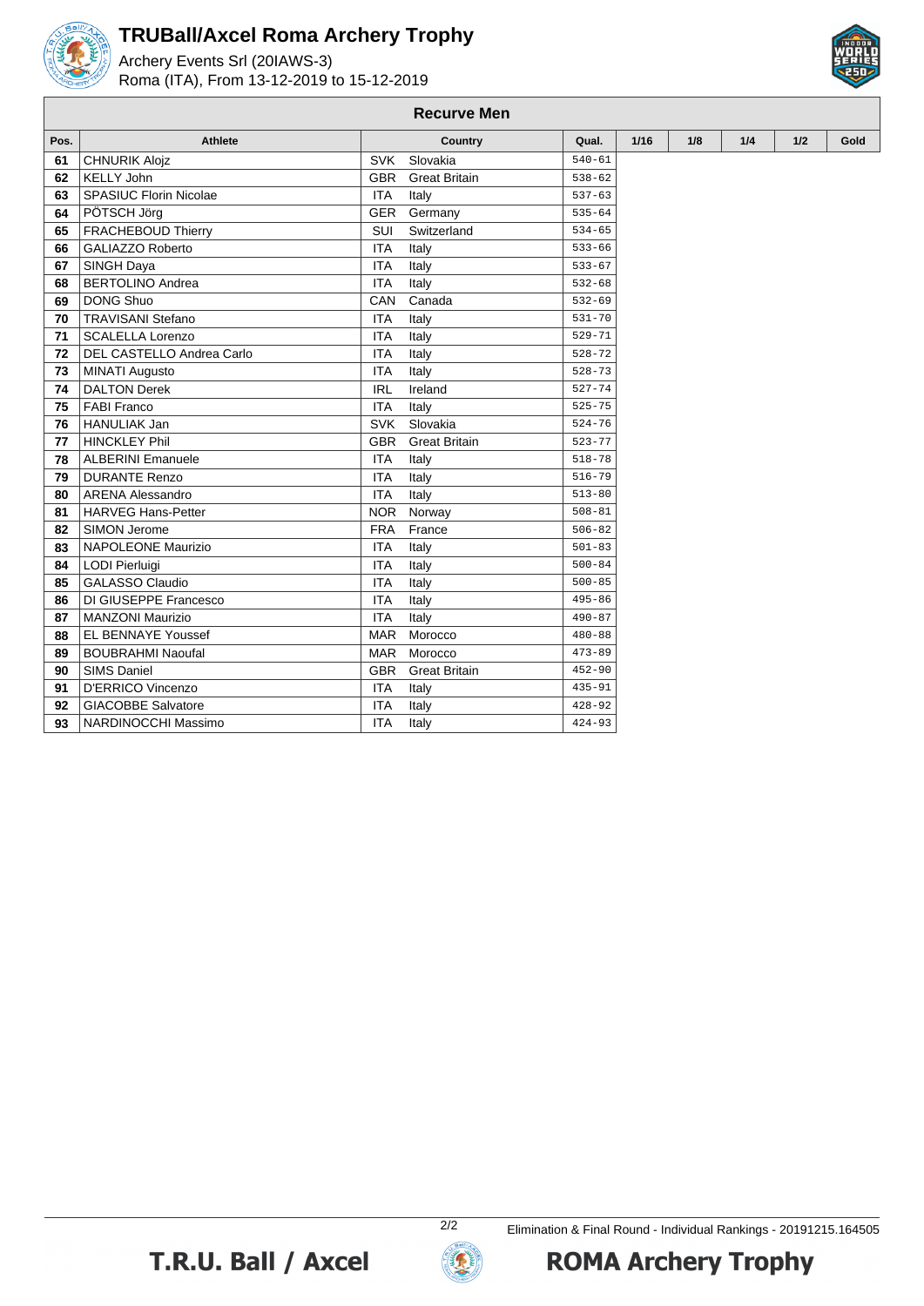# TRUBall/Axcel Roma Archery Trophy

Archery Events Srl (20IAWS-3)
Roma (ITA), From 13-12-2019 to 15-12-2019

## Recurve Men

| Pos. | Athlete | Country | | Qual. | 1/16 | 1/8 | 1/4 | 1/2 | Gold |
|---|---|---|---|---|---|---|---|---|---|
| 61 | CHNURIK Alojz | SVK | Slovakia | 540-61 | | | | | |
| 62 | KELLY John | GBR | Great Britain | 538-62 | | | | | |
| 63 | SPASIUC Florin Nicolae | ITA | Italy | 537-63 | | | | | |
| 64 | PÖTSCH Jörg | GER | Germany | 535-64 | | | | | |
| 65 | FRACHEBOUD Thierry | SUI | Switzerland | 534-65 | | | | | |
| 66 | GALIAZZO Roberto | ITA | Italy | 533-66 | | | | | |
| 67 | SINGH Daya | ITA | Italy | 533-67 | | | | | |
| 68 | BERTOLINO Andrea | ITA | Italy | 532-68 | | | | | |
| 69 | DONG Shuo | CAN | Canada | 532-69 | | | | | |
| 70 | TRAVISANI Stefano | ITA | Italy | 531-70 | | | | | |
| 71 | SCALELLA Lorenzo | ITA | Italy | 529-71 | | | | | |
| 72 | DEL CASTELLO Andrea Carlo | ITA | Italy | 528-72 | | | | | |
| 73 | MINATI Augusto | ITA | Italy | 528-73 | | | | | |
| 74 | DALTON Derek | IRL | Ireland | 527-74 | | | | | |
| 75 | FABI Franco | ITA | Italy | 525-75 | | | | | |
| 76 | HANULIAK Jan | SVK | Slovakia | 524-76 | | | | | |
| 77 | HINCKLEY Phil | GBR | Great Britain | 523-77 | | | | | |
| 78 | ALBERINI Emanuele | ITA | Italy | 518-78 | | | | | |
| 79 | DURANTE Renzo | ITA | Italy | 516-79 | | | | | |
| 80 | ARENA Alessandro | ITA | Italy | 513-80 | | | | | |
| 81 | HARVEG Hans-Petter | NOR | Norway | 508-81 | | | | | |
| 82 | SIMON Jerome | FRA | France | 506-82 | | | | | |
| 83 | NAPOLEONE Maurizio | ITA | Italy | 501-83 | | | | | |
| 84 | LODI Pierluigi | ITA | Italy | 500-84 | | | | | |
| 85 | GALASSO Claudio | ITA | Italy | 500-85 | | | | | |
| 86 | DI GIUSEPPE Francesco | ITA | Italy | 495-86 | | | | | |
| 87 | MANZONI Maurizio | ITA | Italy | 490-87 | | | | | |
| 88 | EL BENNAYE Youssef | MAR | Morocco | 480-88 | | | | | |
| 89 | BOUBRAHMI Naoufal | MAR | Morocco | 473-89 | | | | | |
| 90 | SIMS Daniel | GBR | Great Britain | 452-90 | | | | | |
| 91 | D'ERRICO Vincenzo | ITA | Italy | 435-91 | | | | | |
| 92 | GIACOBBE Salvatore | ITA | Italy | 428-92 | | | | | |
| 93 | NARDINOCCHI Massimo | ITA | Italy | 424-93 | | | | | |

Elimination & Final Round - Individual Rankings - 20191215.164505